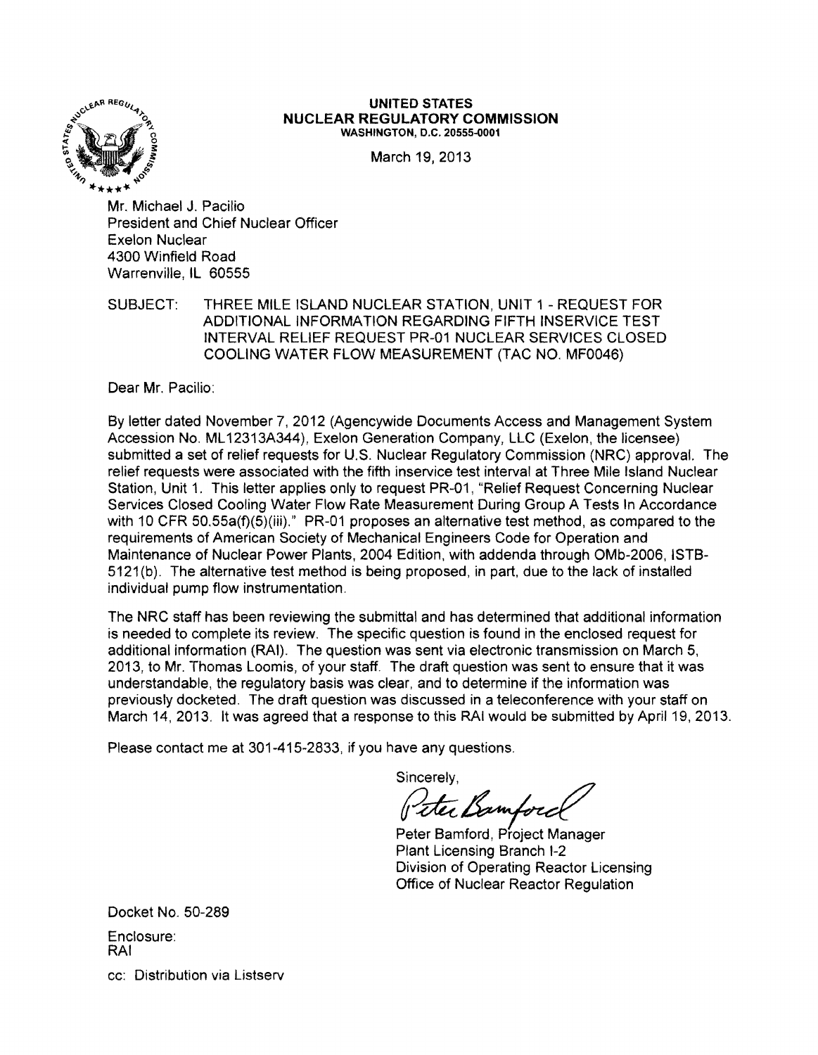**UNITED STATES**
**NUCLEAR REGULATORY COMMISSION**
WASHINGTON, D.C. 20555-0001

March 19, 2013

Mr. Michael J. Pacilio
President and Chief Nuclear Officer
Exelon Nuclear
4300 Winfield Road
Warrenville, IL 60555

SUBJECT: THREE MILE ISLAND NUCLEAR STATION, UNIT 1 - REQUEST FOR ADDITIONAL INFORMATION REGARDING FIFTH INSERVICE TEST INTERVAL RELIEF REQUEST PR-01 NUCLEAR SERVICES CLOSED COOLING WATER FLOW MEASUREMENT (TAC NO. MF0046)

Dear Mr. Pacilio:

By letter dated November 7, 2012 (Agencywide Documents Access and Management System Accession No. ML12313A344), Exelon Generation Company, LLC (Exelon, the licensee) submitted a set of relief requests for U.S. Nuclear Regulatory Commission (NRC) approval. The relief requests were associated with the fifth inservice test interval at Three Mile Island Nuclear Station, Unit 1. This letter applies only to request PR-01, "Relief Request Concerning Nuclear Services Closed Cooling Water Flow Rate Measurement During Group A Tests In Accordance with 10 CFR 50.55a(f)(5)(iii)." PR-01 proposes an alternative test method, as compared to the requirements of American Society of Mechanical Engineers Code for Operation and Maintenance of Nuclear Power Plants, 2004 Edition, with addenda through OMb-2006, ISTB-5121(b). The alternative test method is being proposed, in part, due to the lack of installed individual pump flow instrumentation.

The NRC staff has been reviewing the submittal and has determined that additional information is needed to complete its review. The specific question is found in the enclosed request for additional information (RAI). The question was sent via electronic transmission on March 5, 2013, to Mr. Thomas Loomis, of your staff. The draft question was sent to ensure that it was understandable, the regulatory basis was clear, and to determine if the information was previously docketed. The draft question was discussed in a teleconference with your staff on March 14, 2013. It was agreed that a response to this RAI would be submitted by April 19, 2013.

Please contact me at 301-415-2833, if you have any questions.

Sincerely,

Peter Bamford

Peter Bamford, Project Manager
Plant Licensing Branch I-2
Division of Operating Reactor Licensing
Office of Nuclear Reactor Regulation

Docket No. 50-289

Enclosure:
RAI

cc: Distribution via Listserv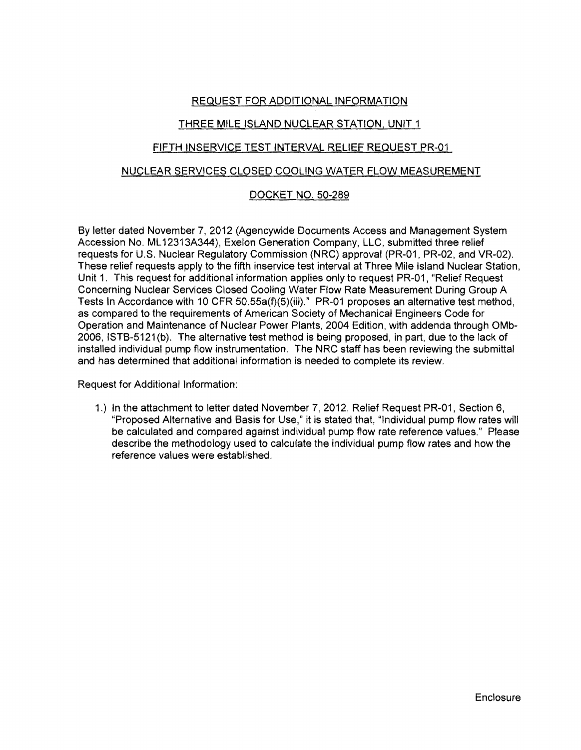# REQUEST FOR ADDITIONAL INFORMATION

## THREE MILE ISLAND NUCLEAR STATION, UNIT 1

## FIFTH INSERVICE TEST INTERVAL RELIEF REQUEST PR-01

## NUCLEAR SERVICES CLOSED COOLING WATER FLOW MEASUREMENT

## DOCKET NO. 50-289

By letter dated November 7, 2012 (Agencywide Documents Access and Management System Accession No. ML12313A344), Exelon Generation Company, LLC, submitted three relief requests for U.S. Nuclear Regulatory Commission (NRC) approval (PR-01, PR-02, and VR-02). These relief requests apply to the fifth inservice test interval at Three Mile Island Nuclear Station, Unit 1. This request for additional information applies only to request PR-01, "Relief Request Concerning Nuclear Services Closed Cooling Water Flow Rate Measurement During Group A Tests In Accordance with 10 CFR 50.55a(f)(5)(iii)." PR-01 proposes an alternative test method, as compared to the requirements of American Society of Mechanical Engineers Code for Operation and Maintenance of Nuclear Power Plants, 2004 Edition, with addenda through OMb-2006, ISTB-5121(b). The alternative test method is being proposed, in part, due to the lack of installed individual pump flow instrumentation. The NRC staff has been reviewing the submittal and has determined that additional information is needed to complete its review.

Request for Additional Information:

1.) In the attachment to letter dated November 7, 2012, Relief Request PR-01, Section 6, "Proposed Alternative and Basis for Use," it is stated that, "Individual pump flow rates will be calculated and compared against individual pump flow rate reference values." Please describe the methodology used to calculate the individual pump flow rates and how the reference values were established.

Enclosure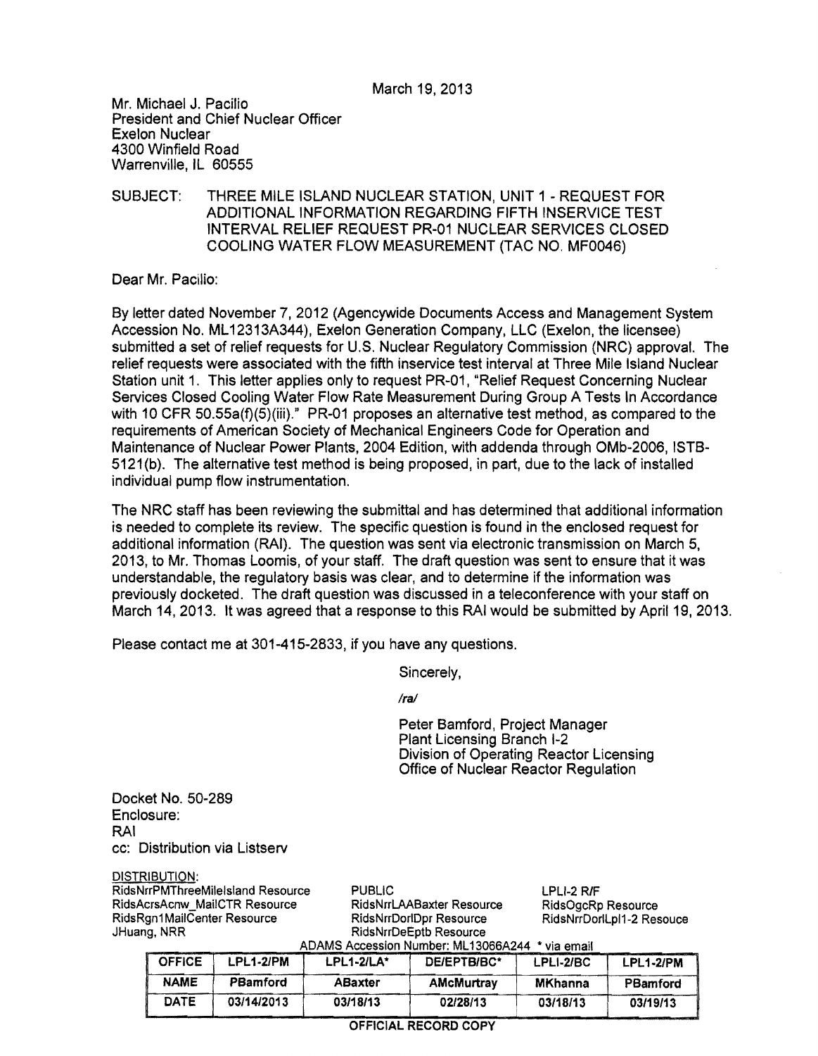March 19, 2013

Mr. Michael J. Pacilio
President and Chief Nuclear Officer
Exelon Nuclear
4300 Winfield Road
Warrenville, IL 60555

SUBJECT: THREE MILE ISLAND NUCLEAR STATION, UNIT 1 - REQUEST FOR ADDITIONAL INFORMATION REGARDING FIFTH INSERVICE TEST INTERVAL RELIEF REQUEST PR-01 NUCLEAR SERVICES CLOSED COOLING WATER FLOW MEASUREMENT (TAC NO. MF0046)

Dear Mr. Pacilio:

By letter dated November 7, 2012 (Agencywide Documents Access and Management System Accession No. ML12313A344), Exelon Generation Company, LLC (Exelon, the licensee) submitted a set of relief requests for U.S. Nuclear Regulatory Commission (NRC) approval. The relief requests were associated with the fifth inservice test interval at Three Mile Island Nuclear Station unit 1. This letter applies only to request PR-01, "Relief Request Concerning Nuclear Services Closed Cooling Water Flow Rate Measurement During Group A Tests In Accordance with 10 CFR 50.55a(f)(5)(iii)." PR-01 proposes an alternative test method, as compared to the requirements of American Society of Mechanical Engineers Code for Operation and Maintenance of Nuclear Power Plants, 2004 Edition, with addenda through OMb-2006, ISTB-5121(b). The alternative test method is being proposed, in part, due to the lack of installed individual pump flow instrumentation.

The NRC staff has been reviewing the submittal and has determined that additional information is needed to complete its review. The specific question is found in the enclosed request for additional information (RAI). The question was sent via electronic transmission on March 5, 2013, to Mr. Thomas Loomis, of your staff. The draft question was sent to ensure that it was understandable, the regulatory basis was clear, and to determine if the information was previously docketed. The draft question was discussed in a teleconference with your staff on March 14, 2013. It was agreed that a response to this RAI would be submitted by April 19, 2013.

Please contact me at 301-415-2833, if you have any questions.

Sincerely,

*/ra/*

Peter Bamford, Project Manager
Plant Licensing Branch I-2
Division of Operating Reactor Licensing
Office of Nuclear Reactor Regulation

Docket No. 50-289
Enclosure:
RAI
cc: Distribution via Listserv

DISTRIBUTION:
RidsNrrPMThreeMileIsland Resource
RidsAcrsAcnw_MailCTR Resource
RidsRgn1MailCenter Resource
JHuang, NRR
PUBLIC
RidsNrrLAABaxter Resource
RidsNrrDorlDpr Resource
RidsNrrDeEptb Resource
LPLI-2 R/F
RidsOgcRp Resource
RidsNrrDorlLpl1-2 Resouce

ADAMS Accession Number: ML13066A244 * via email

| OFFICE | LPL1-2/PM | LPL1-2/LA* | DE/EPTB/BC* | LPLI-2/BC | LPL1-2/PM |
|---|---|---|---|---|---|
| NAME | PBamford | ABaxter | AMcMurtray | MKhanna | PBamford |
| DATE | 03/14/2013 | 03/18/13 | 02/28/13 | 03/18/13 | 03/19/13 |

OFFICIAL RECORD COPY